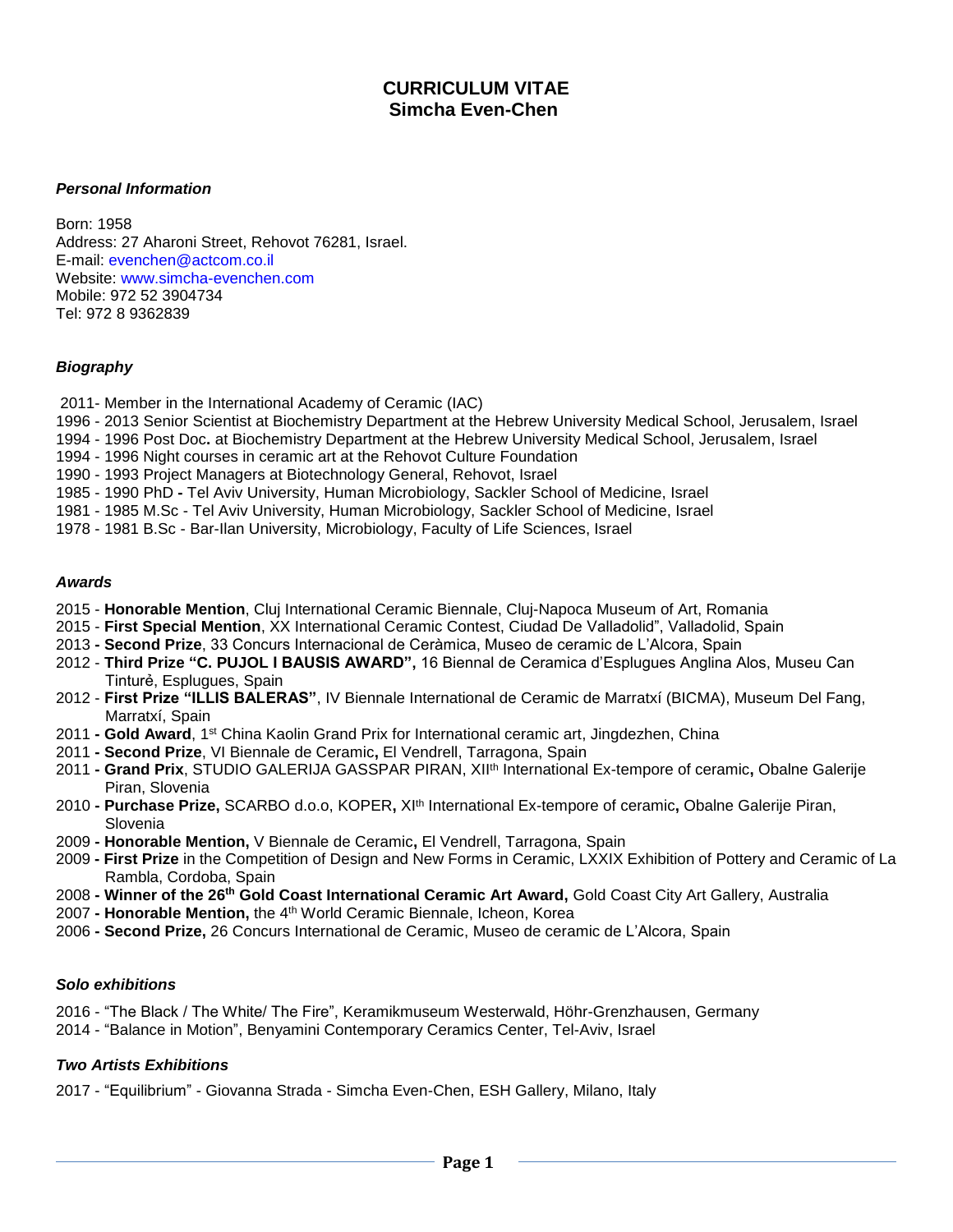# CURRICULUM VITAE
## Simcha Even-Chen

### *Personal Information*

Born: 1958
Address: 27 Aharoni Street, Rehovot 76281, Israel.
E-mail: evenchen@actcom.co.il
Website: www.simcha-evenchen.com
Mobile: 972 52 3904734
Tel: 972 8 9362839

### *Biography*

2011- Member in the International Academy of Ceramic (IAC)
1996 - 2013 Senior Scientist at Biochemistry Department at the Hebrew University Medical School, Jerusalem, Israel
1994 - 1996 Post Doc**.** at Biochemistry Department at the Hebrew University Medical School, Jerusalem, Israel
1994 - 1996 Night courses in ceramic art at the Rehovot Culture Foundation
1990 - 1993 Project Managers at Biotechnology General, Rehovot, Israel
1985 - 1990 PhD **-** Tel Aviv University, Human Microbiology, Sackler School of Medicine, Israel
1981 - 1985 M.Sc - Tel Aviv University, Human Microbiology, Sackler School of Medicine, Israel
1978 - 1981 B.Sc - Bar-Ilan University, Microbiology, Faculty of Life Sciences, Israel

### *Awards*

2015 - **Honorable Mention**, Cluj International Ceramic Biennale, Cluj-Napoca Museum of Art, Romania
2015 - **First Special Mention**, XX International Ceramic Contest, Ciudad De Valladolid", Valladolid, Spain
2013 **- Second Prize**, 33 Concurs Internacional de Ceràmica, Museo de ceramic de L'Alcora, Spain
2012 - **Third Prize "C. PUJOL I BAUSIS AWARD",** 16 Biennal de Ceramica d'Esplugues Anglina Alos, Museu Can Tinturẻ, Esplugues, Spain
2012 - **First Prize "ILLIS BALERAS"**, IV Biennale International de Ceramic de Marratxí (BICMA), Museum Del Fang, Marratxí, Spain
2011 **- Gold Award**, 1st China Kaolin Grand Prix for International ceramic art, Jingdezhen, China
2011 **- Second Prize**, VI Biennale de Ceramic**,** El Vendrell, Tarragona, Spain
2011 **- Grand Prix**, STUDIO GALERIJA GASSPAR PIRAN, XIIth International Ex-tempore of ceramic**,** Obalne Galerije Piran, Slovenia
2010 **- Purchase Prize,** SCARBO d.o.o, KOPER**,** XIth International Ex-tempore of ceramic**,** Obalne Galerije Piran, Slovenia
2009 **- Honorable Mention,** V Biennale de Ceramic**,** El Vendrell, Tarragona, Spain
2009 **- First Prize** in the Competition of Design and New Forms in Ceramic, LXXIX Exhibition of Pottery and Ceramic of La Rambla, Cordoba, Spain
2008 **- Winner of the 26th Gold Coast International Ceramic Art Award,** Gold Coast City Art Gallery, Australia
2007 **- Honorable Mention,** the 4th World Ceramic Biennale, Icheon, Korea
2006 **- Second Prize,** 26 Concurs International de Ceramic, Museo de ceramic de L'Alcora, Spain

### *Solo exhibitions*

2016 - "The Black / The White/ The Fire", Keramikmuseum Westerwald, Höhr-Grenzhausen, Germany
2014 - "Balance in Motion", Benyamini Contemporary Ceramics Center, Tel-Aviv, Israel

### *Two Artists Exhibitions*

2017 - "Equilibrium" - Giovanna Strada - Simcha Even-Chen, ESH Gallery, Milano, Italy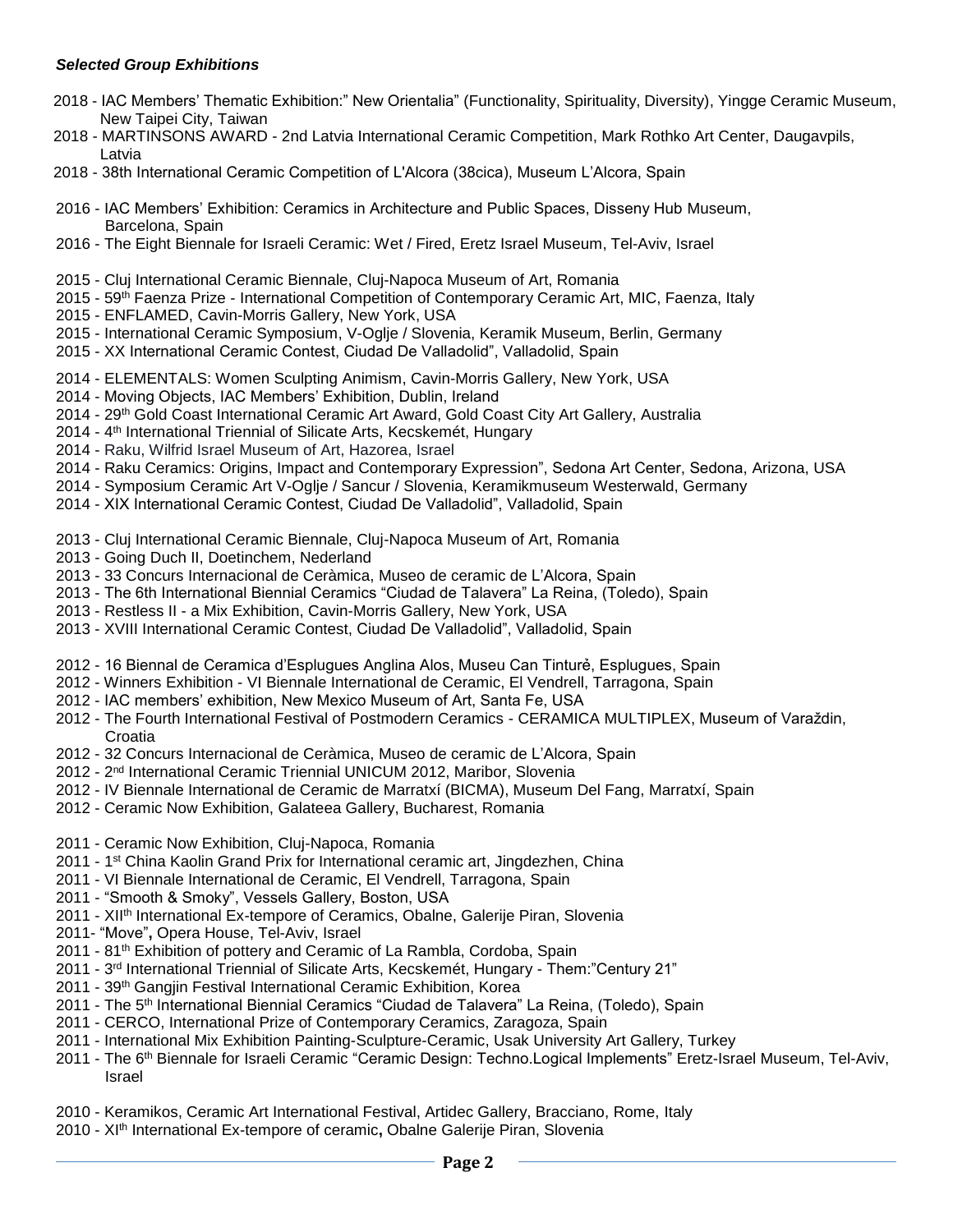***Selected Group Exhibitions***

- 2018 - IAC Members' Thematic Exhibition:" New Orientalia" (Functionality, Spirituality, Diversity), Yingge Ceramic Museum, New Taipei City, Taiwan
- 2018 - MARTINSONS AWARD - 2nd Latvia International Ceramic Competition, Mark Rothko Art Center, Daugavpils, Latvia
- 2018 - 38th International Ceramic Competition of L'Alcora (38cica), Museum L'Alcora, Spain

- 2016 - IAC Members' Exhibition: Ceramics in Architecture and Public Spaces, Disseny Hub Museum, Barcelona, Spain
- 2016 - The Eight Biennale for Israeli Ceramic: Wet / Fired, Eretz Israel Museum, Tel-Aviv, Israel

- 2015 - Cluj International Ceramic Biennale, Cluj-Napoca Museum of Art, Romania
- 2015 - 59th Faenza Prize - International Competition of Contemporary Ceramic Art, MIC, Faenza, Italy
- 2015 - ENFLAMED, Cavin-Morris Gallery, New York, USA
- 2015 - International Ceramic Symposium, V-Oglje / Slovenia, Keramik Museum, Berlin, Germany
- 2015 - XX International Ceramic Contest, Ciudad De Valladolid", Valladolid, Spain

- 2014 - ELEMENTALS: Women Sculpting Animism, Cavin-Morris Gallery, New York, USA
- 2014 - Moving Objects, IAC Members' Exhibition, Dublin, Ireland
- 2014 - 29th Gold Coast International Ceramic Art Award, Gold Coast City Art Gallery, Australia
- 2014 - 4th International Triennial of Silicate Arts, Kecskemét, Hungary
- 2014 - Raku, Wilfrid Israel Museum of Art, Hazorea, Israel
- 2014 - Raku Ceramics: Origins, Impact and Contemporary Expression", Sedona Art Center, Sedona, Arizona, USA
- 2014 - Symposium Ceramic Art V-Oglje / Sancur / Slovenia, Keramikmuseum Westerwald, Germany
- 2014 - XIX International Ceramic Contest, Ciudad De Valladolid", Valladolid, Spain

- 2013 - Cluj International Ceramic Biennale, Cluj-Napoca Museum of Art, Romania
- 2013 - Going Duch II, Doetinchem, Nederland
- 2013 - 33 Concurs Internacional de Ceràmica, Museo de ceramic de L'Alcora, Spain
- 2013 - The 6th International Biennial Ceramics "Ciudad de Talavera" La Reina, (Toledo), Spain
- 2013 - Restless II - a Mix Exhibition, Cavin-Morris Gallery, New York, USA
- 2013 - XVIII International Ceramic Contest, Ciudad De Valladolid", Valladolid, Spain

- 2012 - 16 Biennal de Ceramica d'Esplugues Anglina Alos, Museu Can Tinturě, Esplugues, Spain
- 2012 - Winners Exhibition - VI Biennale International de Ceramic, El Vendrell, Tarragona, Spain
- 2012 - IAC members' exhibition, New Mexico Museum of Art, Santa Fe, USA
- 2012 - The Fourth International Festival of Postmodern Ceramics - CERAMICA MULTIPLEX, Museum of Varaždin, Croatia
- 2012 - 32 Concurs Internacional de Ceràmica, Museo de ceramic de L'Alcora, Spain
- 2012 - 2nd International Ceramic Triennial UNICUM 2012, Maribor, Slovenia
- 2012 - IV Biennale International de Ceramic de Marratxí (BICMA), Museum Del Fang, Marratxí, Spain
- 2012 - Ceramic Now Exhibition, Galateea Gallery, Bucharest, Romania

- 2011 - Ceramic Now Exhibition, Cluj-Napoca, Romania
- 2011 - 1st China Kaolin Grand Prix for International ceramic art, Jingdezhen, China
- 2011 - VI Biennale International de Ceramic, El Vendrell, Tarragona, Spain
- 2011 - "Smooth & Smoky", Vessels Gallery, Boston, USA
- 2011 - XIIth International Ex-tempore of Ceramics, Obalne, Galerije Piran, Slovenia
- 2011- "Move", Opera House, Tel-Aviv, Israel
- 2011 - 81th Exhibition of pottery and Ceramic of La Rambla, Cordoba, Spain
- 2011 - 3rd International Triennial of Silicate Arts, Kecskemét, Hungary - Them:"Century 21"
- 2011 - 39th Gangjin Festival International Ceramic Exhibition, Korea
- 2011 - The 5th International Biennial Ceramics "Ciudad de Talavera" La Reina, (Toledo), Spain
- 2011 - CERCO, International Prize of Contemporary Ceramics, Zaragoza, Spain
- 2011 - International Mix Exhibition Painting-Sculpture-Ceramic, Usak University Art Gallery, Turkey
- 2011 - The 6th Biennale for Israeli Ceramic "Ceramic Design: Techno.Logical Implements" Eretz-Israel Museum, Tel-Aviv, Israel

- 2010 - Keramikos, Ceramic Art International Festival, Artidec Gallery, Bracciano, Rome, Italy
- 2010 - XIth International Ex-tempore of ceramic, Obalne Galerije Piran, Slovenia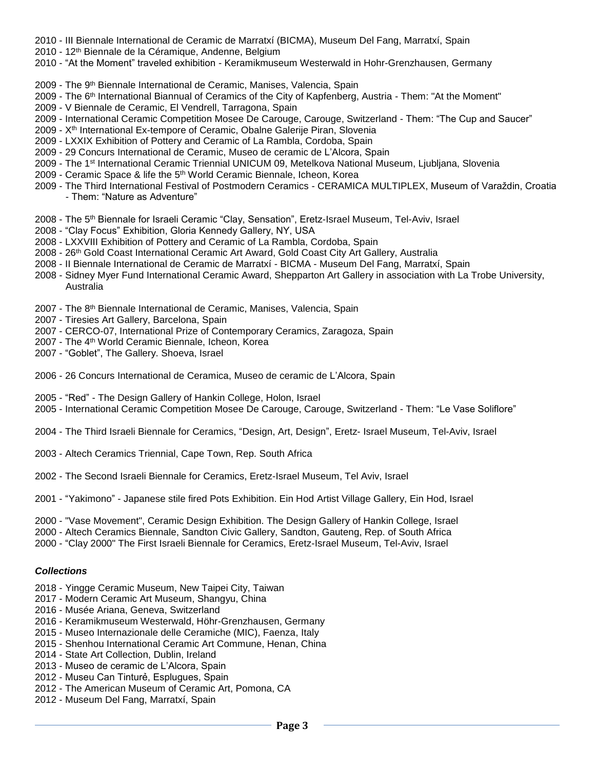2010 - III Biennale International de Ceramic de Marratxí (BICMA), Museum Del Fang, Marratxí, Spain
2010 - 12th Biennale de la Céramique, Andenne, Belgium
2010 - “At the Moment” traveled exhibition - Keramikmuseum Westerwald in Hohr-Grenzhausen, Germany

2009 - The 9th Biennale International de Ceramic, Manises, Valencia, Spain
2009 - The 6th International Biannual of Ceramics of the City of Kapfenberg, Austria - Them: "At the Moment"
2009 - V Biennale de Ceramic, El Vendrell, Tarragona, Spain
2009 - International Ceramic Competition Mosee De Carouge, Carouge, Switzerland - Them: “The Cup and Saucer”
2009 - Xth International Ex-tempore of Ceramic, Obalne Galerije Piran, Slovenia
2009 - LXXIX Exhibition of Pottery and Ceramic of La Rambla, Cordoba, Spain
2009 - 29 Concurs International de Ceramic, Museo de ceramic de L’Alcora, Spain
2009 - The 1st International Ceramic Triennial UNICUM 09, Metelkova National Museum, Ljubljana, Slovenia
2009 - Ceramic Space & life the 5th World Ceramic Biennale, Icheon, Korea
2009 - The Third International Festival of Postmodern Ceramics - CERAMICA MULTIPLEX, Museum of Varaždin, Croatia - Them: “Nature as Adventure”

2008 - The 5th Biennale for Israeli Ceramic “Clay, Sensation”, Eretz-Israel Museum, Tel-Aviv, Israel
2008 - “Clay Focus” Exhibition, Gloria Kennedy Gallery, NY, USA
2008 - LXXVIII Exhibition of Pottery and Ceramic of La Rambla, Cordoba, Spain
2008 - 26th Gold Coast International Ceramic Art Award, Gold Coast City Art Gallery, Australia
2008 - II Biennale International de Ceramic de Marratxí - BICMA - Museum Del Fang, Marratxí, Spain
2008 - Sidney Myer Fund International Ceramic Award, Shepparton Art Gallery in association with La Trobe University, Australia

2007 - The 8th Biennale International de Ceramic, Manises, Valencia, Spain
2007 - Tiresies Art Gallery, Barcelona, Spain
2007 - CERCO-07, International Prize of Contemporary Ceramics, Zaragoza, Spain
2007 - The 4th World Ceramic Biennale, Icheon, Korea
2007 - “Goblet”, The Gallery. Shoeva, Israel

2006 - 26 Concurs International de Ceramica, Museo de ceramic de L’Alcora, Spain

2005 - “Red” - The Design Gallery of Hankin College, Holon, Israel
2005 - International Ceramic Competition Mosee De Carouge, Carouge, Switzerland - Them: “Le Vase Soliflore”

2004 - The Third Israeli Biennale for Ceramics, “Design, Art, Design”, Eretz- Israel Museum, Tel-Aviv, Israel

2003 - Altech Ceramics Triennial, Cape Town, Rep. South Africa

2002 - The Second Israeli Biennale for Ceramics, Eretz-Israel Museum, Tel Aviv, Israel

2001 - “Yakimono” - Japanese stile fired Pots Exhibition. Ein Hod Artist Village Gallery, Ein Hod, Israel

2000 - "Vase Movement", Ceramic Design Exhibition. The Design Gallery of Hankin College, Israel
2000 - Altech Ceramics Biennale, Sandton Civic Gallery, Sandton, Gauteng, Rep. of South Africa
2000 - “Clay 2000" The First Israeli Biennale for Ceramics, Eretz-Israel Museum, Tel-Aviv, Israel

### *Collections*

2018 - Yingge Ceramic Museum, New Taipei City, Taiwan
2017 - Modern Ceramic Art Museum, Shangyu, China
2016 - Musée Ariana, Geneva, Switzerland
2016 - Keramikmuseum Westerwald, Höhr-Grenzhausen, Germany
2015 - Museo Internazionale delle Ceramiche (MIC), Faenza, Italy
2015 - Shenhou International Ceramic Art Commune, Henan, China
2014 - State Art Collection, Dublin, Ireland
2013 - Museo de ceramic de L’Alcora, Spain
2012 - Museu Can Tinturė, Esplugues, Spain
2012 - The American Museum of Ceramic Art, Pomona, CA
2012 - Museum Del Fang, Marratxí, Spain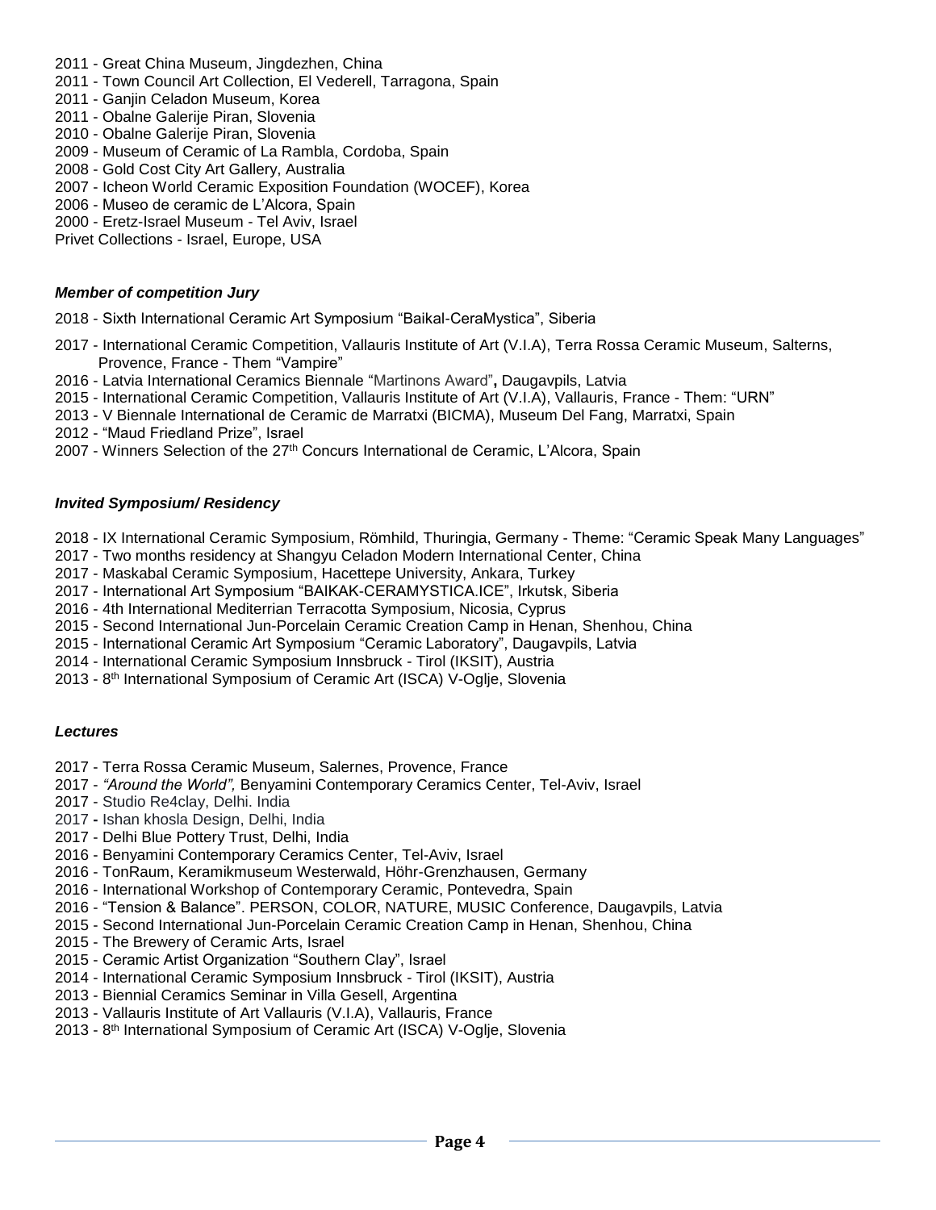2011 - Great China Museum, Jingdezhen, China
2011 - Town Council Art Collection, El Vederell, Tarragona, Spain
2011 - Ganjin Celadon Museum, Korea
2011 - Obalne Galerije Piran, Slovenia
2010 - Obalne Galerije Piran, Slovenia
2009 - Museum of Ceramic of La Rambla, Cordoba, Spain
2008 - Gold Cost City Art Gallery, Australia
2007 - Icheon World Ceramic Exposition Foundation (WOCEF), Korea
2006 - Museo de ceramic de L'Alcora, Spain
2000 - Eretz-Israel Museum - Tel Aviv, Israel
Privet Collections - Israel, Europe, USA

***Member of competition Jury***

2018 - Sixth International Ceramic Art Symposium "Baikal-CeraMystica", Siberia
2017 - International Ceramic Competition, Vallauris Institute of Art (V.I.A), Terra Rossa Ceramic Museum, Salterns, Provence, France - Them "Vampire"
2016 - Latvia International Ceramics Biennale "Martinons Award", Daugavpils, Latvia
2015 - International Ceramic Competition, Vallauris Institute of Art (V.I.A), Vallauris, France - Them: "URN"
2013 - V Biennale International de Ceramic de Marratxi (BICMA), Museum Del Fang, Marratxi, Spain
2012 - "Maud Friedland Prize", Israel
2007 - Winners Selection of the 27th Concurs International de Ceramic, L'Alcora, Spain

***Invited Symposium/ Residency***

2018 - IX International Ceramic Symposium, Römhild, Thuringia, Germany - Theme: "Ceramic Speak Many Languages"
2017 - Two months residency at Shangyu Celadon Modern International Center, China
2017 - Maskabal Ceramic Symposium, Hacettepe University, Ankara, Turkey
2017 - International Art Symposium "BAIKAK-CERAMYSTICA.ICE", Irkutsk, Siberia
2016 - 4th International Mediterrian Terracotta Symposium, Nicosia, Cyprus
2015 - Second International Jun-Porcelain Ceramic Creation Camp in Henan, Shenhou, China
2015 - International Ceramic Art Symposium "Ceramic Laboratory", Daugavpils, Latvia
2014 - International Ceramic Symposium Innsbruck - Tirol (IKSIT), Austria
2013 - 8th International Symposium of Ceramic Art (ISCA) V-Oglje, Slovenia

***Lectures***

2017 - Terra Rossa Ceramic Museum, Salernes, Provence, France
2017 - *"Around the World",* Benyamini Contemporary Ceramics Center, Tel-Aviv, Israel
2017 - Studio Re4clay, Delhi. India
2017 - Ishan khosla Design, Delhi, India
2017 - Delhi Blue Pottery Trust, Delhi, India
2016 - Benyamini Contemporary Ceramics Center, Tel-Aviv, Israel
2016 - TonRaum, Keramikmuseum Westerwald, Höhr-Grenzhausen, Germany
2016 - International Workshop of Contemporary Ceramic, Pontevedra, Spain
2016 - "Tension & Balance". PERSON, COLOR, NATURE, MUSIC Conference, Daugavpils, Latvia
2015 - Second International Jun-Porcelain Ceramic Creation Camp in Henan, Shenhou, China
2015 - The Brewery of Ceramic Arts, Israel
2015 - Ceramic Artist Organization "Southern Clay", Israel
2014 - International Ceramic Symposium Innsbruck - Tirol (IKSIT), Austria
2013 - Biennial Ceramics Seminar in Villa Gesell, Argentina
2013 - Vallauris Institute of Art Vallauris (V.I.A), Vallauris, France
2013 - 8th International Symposium of Ceramic Art (ISCA) V-Oglje, Slovenia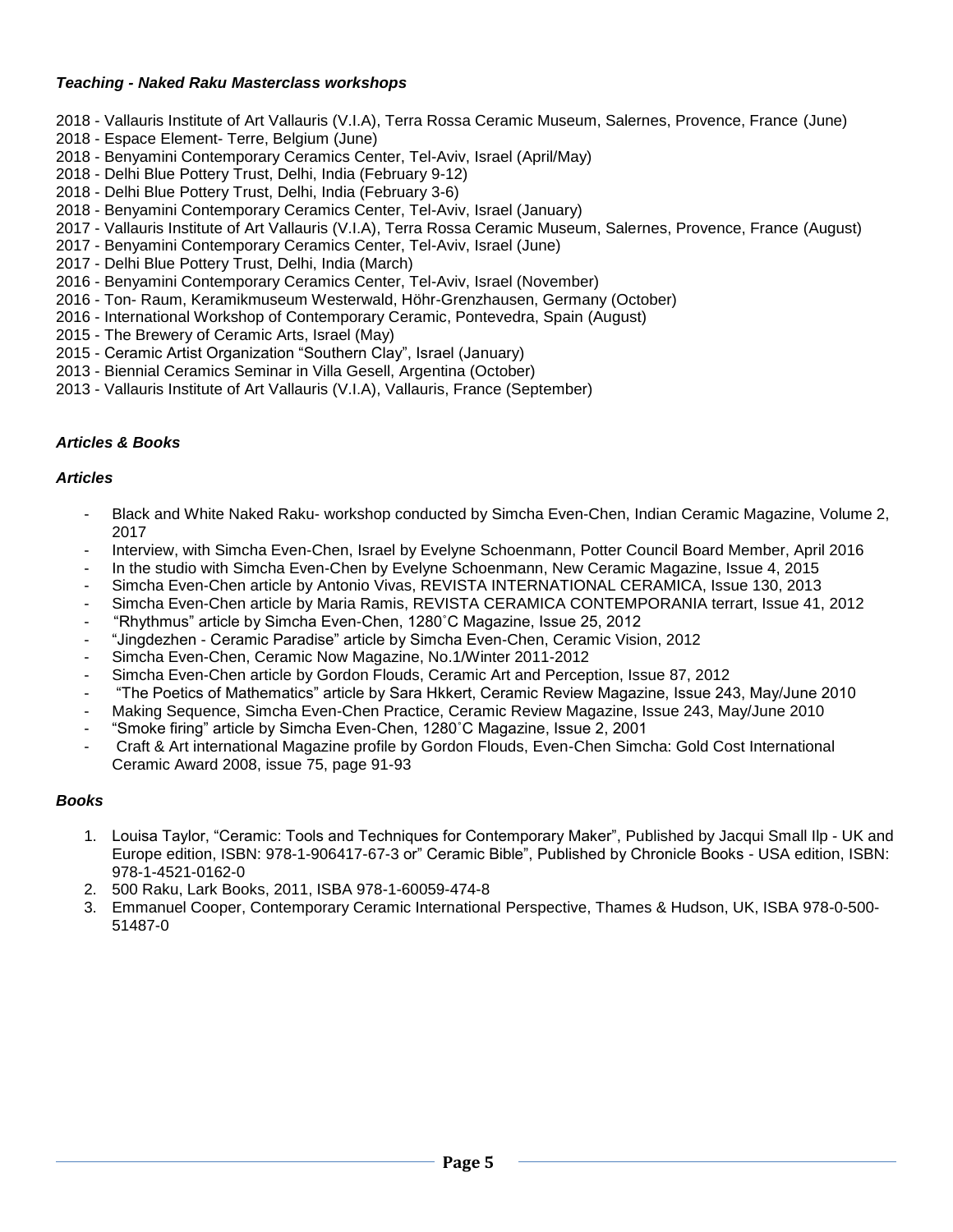### *Teaching - Naked Raku Masterclass workshops*

2018 - Vallauris Institute of Art Vallauris (V.I.A), Terra Rossa Ceramic Museum, Salernes, Provence, France (June)
2018 - Espace Element- Terre, Belgium (June)
2018 - Benyamini Contemporary Ceramics Center, Tel-Aviv, Israel (April/May)
2018 - Delhi Blue Pottery Trust, Delhi, India (February 9-12)
2018 - Delhi Blue Pottery Trust, Delhi, India (February 3-6)
2018 - Benyamini Contemporary Ceramics Center, Tel-Aviv, Israel (January)
2017 - Vallauris Institute of Art Vallauris (V.I.A), Terra Rossa Ceramic Museum, Salernes, Provence, France (August)
2017 - Benyamini Contemporary Ceramics Center, Tel-Aviv, Israel (June)
2017 - Delhi Blue Pottery Trust, Delhi, India (March)
2016 - Benyamini Contemporary Ceramics Center, Tel-Aviv, Israel (November)
2016 - Ton- Raum, Keramikmuseum Westerwald, Höhr-Grenzhausen, Germany (October)
2016 - International Workshop of Contemporary Ceramic, Pontevedra, Spain (August)
2015 - The Brewery of Ceramic Arts, Israel (May)
2015 - Ceramic Artist Organization "Southern Clay", Israel (January)
2013 - Biennial Ceramics Seminar in Villa Gesell, Argentina (October)
2013 - Vallauris Institute of Art Vallauris (V.I.A), Vallauris, France (September)

### *Articles & Books*

#### *Articles*

- Black and White Naked Raku- workshop conducted by Simcha Even-Chen, Indian Ceramic Magazine, Volume 2, 2017
- Interview, with Simcha Even-Chen, Israel by Evelyne Schoenmann, Potter Council Board Member, April 2016
- In the studio with Simcha Even-Chen by Evelyne Schoenmann, New Ceramic Magazine, Issue 4, 2015
- Simcha Even-Chen article by Antonio Vivas, REVISTA INTERNATIONAL CERAMICA, Issue 130, 2013
- Simcha Even-Chen article by Maria Ramis, REVISTA CERAMICA CONTEMPORANIA terrart, Issue 41, 2012
- "Rhythmus" article by Simcha Even-Chen, 1280˚C Magazine, Issue 25, 2012
- "Jingdezhen - Ceramic Paradise" article by Simcha Even-Chen, Ceramic Vision, 2012
- Simcha Even-Chen, Ceramic Now Magazine, No.1/Winter 2011-2012
- Simcha Even-Chen article by Gordon Flouds, Ceramic Art and Perception, Issue 87, 2012
- "The Poetics of Mathematics" article by Sara Hkkert, Ceramic Review Magazine, Issue 243, May/June 2010
- Making Sequence, Simcha Even-Chen Practice, Ceramic Review Magazine, Issue 243, May/June 2010
- "Smoke firing" article by Simcha Even-Chen, 1280˚C Magazine, Issue 2, 2001
- Craft & Art international Magazine profile by Gordon Flouds, Even-Chen Simcha: Gold Cost International Ceramic Award 2008, issue 75, page 91-93

#### *Books*

1. Louisa Taylor, "Ceramic: Tools and Techniques for Contemporary Maker", Published by Jacqui Small Ilp - UK and Europe edition, ISBN: 978-1-906417-67-3 or" Ceramic Bible", Published by Chronicle Books - USA edition, ISBN: 978-1-4521-0162-0
2. 500 Raku, Lark Books, 2011, ISBA 978-1-60059-474-8
3. Emmanuel Cooper, Contemporary Ceramic International Perspective, Thames & Hudson, UK, ISBA 978-0-500-51487-0